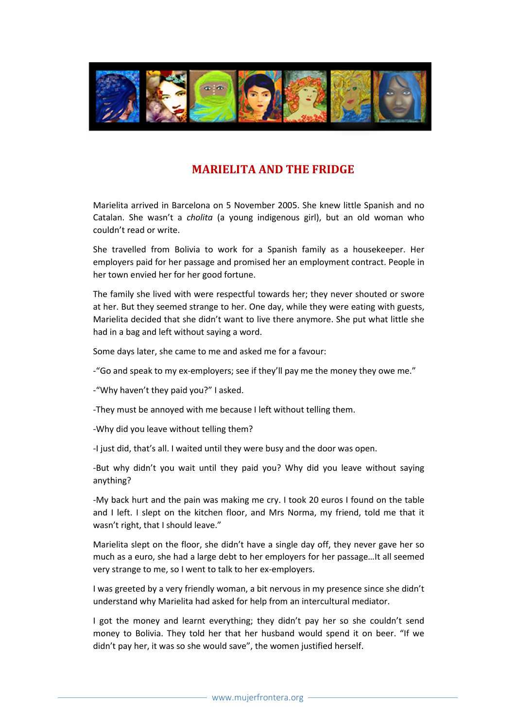# MARIELITA AND THE FRIDGE

Marielita arrived in Barcelona on 5 November 2005. She knew little Spanish and no Catalan. She wasn't a *cholita* (a young indigenous girl), but an old woman who couldn't read or write.

She travelled from Bolivia to work for a Spanish family as a housekeeper. Her employers paid for her passage and promised her an employment contract. People in her town envied her for her good fortune.

The family she lived with were respectful towards her; they never shouted or swore at her. But they seemed strange to her. One day, while they were eating with guests, Marielita decided that she didn't want to live there anymore. She put what little she had in a bag and left without saying a word.

Some days later, she came to me and asked me for a favour:

-"Go and speak to my ex-employers; see if they'll pay me the money they owe me."

-"Why haven't they paid you?" I asked.

-They must be annoyed with me because I left without telling them.

-Why did you leave without telling them?

-I just did, that's all. I waited until they were busy and the door was open.

-But why didn't you wait until they paid you? Why did you leave without saying anything?

-My back hurt and the pain was making me cry. I took 20 euros I found on the table and I left. I slept on the kitchen floor, and Mrs Norma, my friend, told me that it wasn't right, that I should leave."

Marielita slept on the floor, she didn't have a single day off, they never gave her so much as a euro, she had a large debt to her employers for her passage…It all seemed very strange to me, so I went to talk to her ex-employers.

I was greeted by a very friendly woman, a bit nervous in my presence since she didn't understand why Marielita had asked for help from an intercultural mediator.

I got the money and learnt everything; they didn't pay her so she couldn't send money to Bolivia. They told her that her husband would spend it on beer. "If we didn't pay her, it was so she would save", the women justified herself.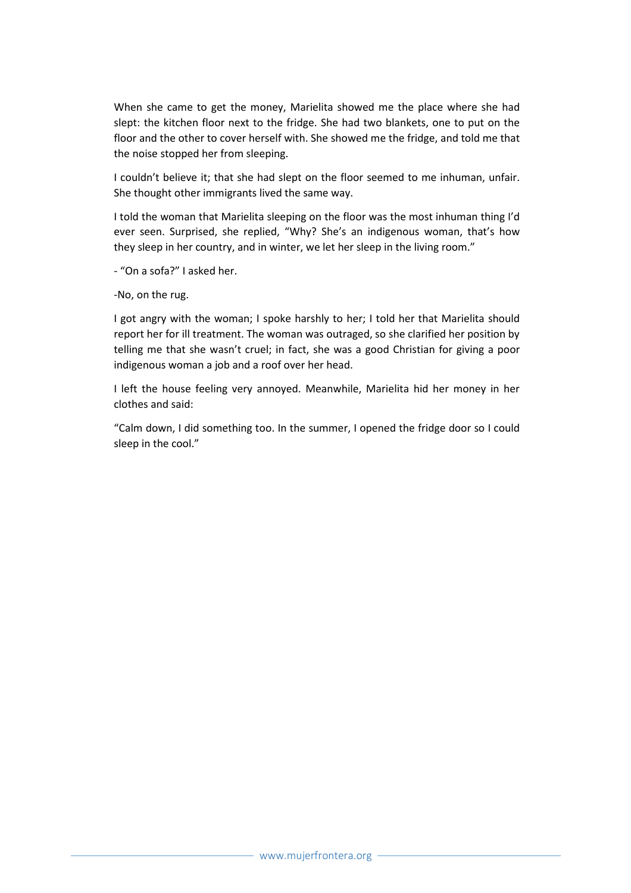When she came to get the money, Marielita showed me the place where she had slept: the kitchen floor next to the fridge. She had two blankets, one to put on the floor and the other to cover herself with. She showed me the fridge, and told me that the noise stopped her from sleeping.

I couldn't believe it; that she had slept on the floor seemed to me inhuman, unfair. She thought other immigrants lived the same way.

I told the woman that Marielita sleeping on the floor was the most inhuman thing I'd ever seen. Surprised, she replied, "Why? She's an indigenous woman, that's how they sleep in her country, and in winter, we let her sleep in the living room."

- "On a sofa?" I asked her.

-No, on the rug.

I got angry with the woman; I spoke harshly to her; I told her that Marielita should report her for ill treatment. The woman was outraged, so she clarified her position by telling me that she wasn't cruel; in fact, she was a good Christian for giving a poor indigenous woman a job and a roof over her head.

I left the house feeling very annoyed. Meanwhile, Marielita hid her money in her clothes and said:

"Calm down, I did something too. In the summer, I opened the fridge door so I could sleep in the cool."